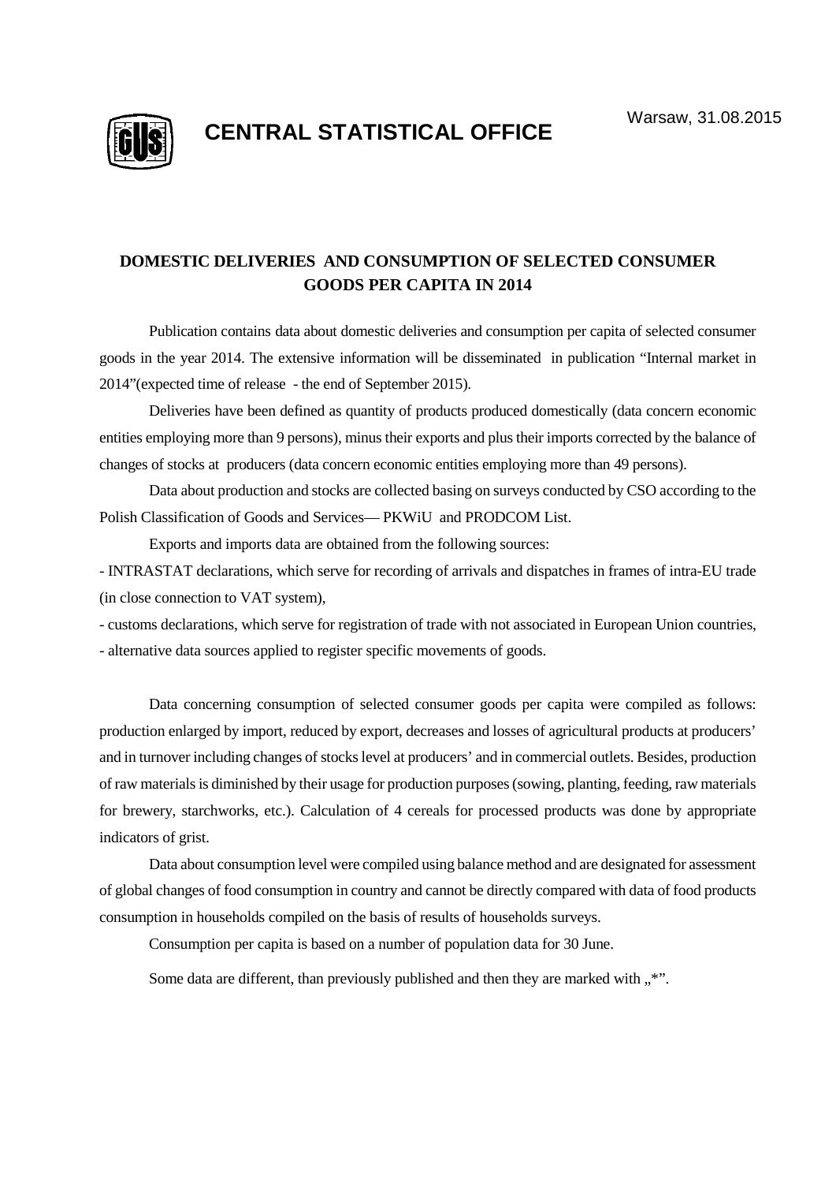Warsaw, 31.08.2015

# CENTRAL STATISTICAL OFFICE

## DOMESTIC DELIVERIES AND CONSUMPTION OF SELECTED CONSUMER GOODS PER CAPITA IN 2014

Publication contains data about domestic deliveries and consumption per capita of selected consumer goods in the year 2014. The extensive information will be disseminated in publication "Internal market in 2014"(expected time of release - the end of September 2015).

Deliveries have been defined as quantity of products produced domestically (data concern economic entities employing more than 9 persons), minus their exports and plus their imports corrected by the balance of changes of stocks at producers (data concern economic entities employing more than 49 persons).

Data about production and stocks are collected basing on surveys conducted by CSO according to the Polish Classification of Goods and Services— PKWiU and PRODCOM List.

Exports and imports data are obtained from the following sources:

- INTRASTAT declarations, which serve for recording of arrivals and dispatches in frames of intra-EU trade (in close connection to VAT system),
- customs declarations, which serve for registration of trade with not associated in European Union countries,
- alternative data sources applied to register specific movements of goods.

Data concerning consumption of selected consumer goods per capita were compiled as follows: production enlarged by import, reduced by export, decreases and losses of agricultural products at producers' and in turnover including changes of stocks level at producers' and in commercial outlets. Besides, production of raw materials is diminished by their usage for production purposes (sowing, planting, feeding, raw materials for brewery, starchworks, etc.). Calculation of 4 cereals for processed products was done by appropriate indicators of grist.

Data about consumption level were compiled using balance method and are designated for assessment of global changes of food consumption in country and cannot be directly compared with data of food products consumption in households compiled on the basis of results of households surveys.

Consumption per capita is based on a number of population data for 30 June.

Some data are different, than previously published and then they are marked with „*".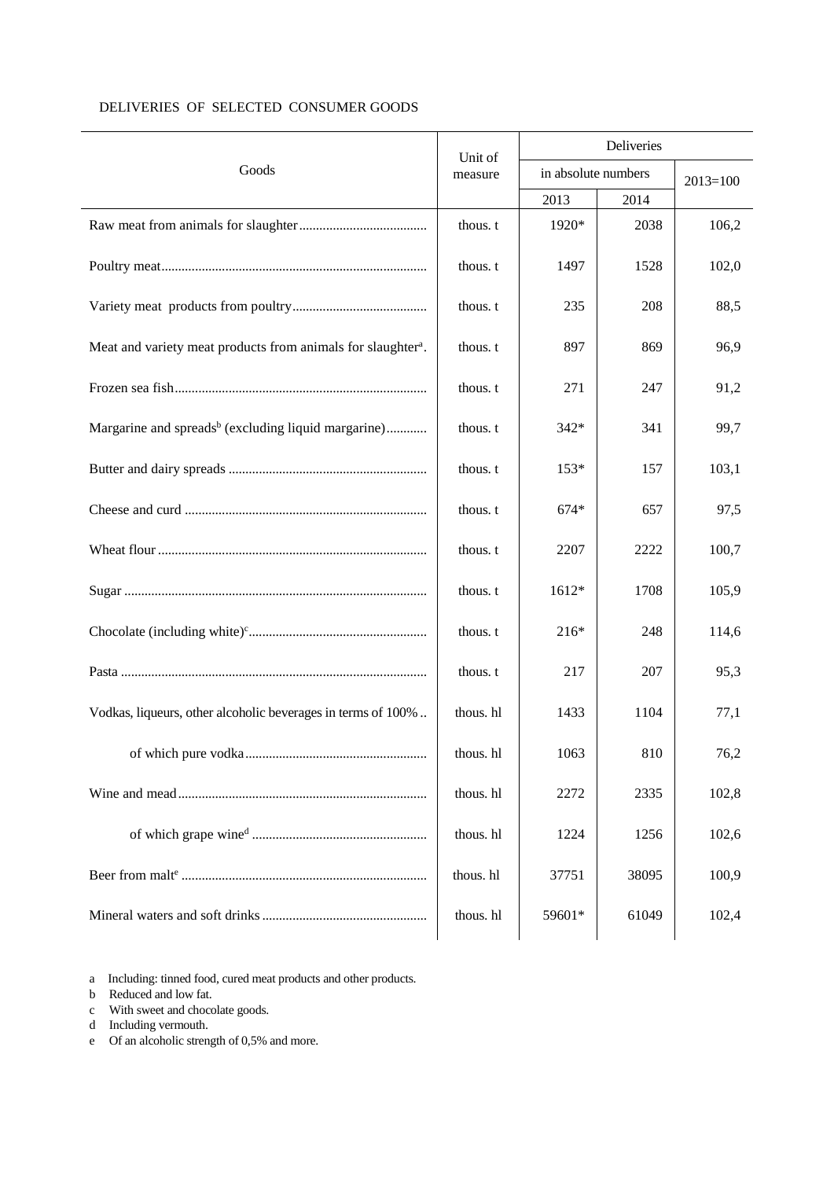DELIVERIES OF SELECTED CONSUMER GOODS

| Goods | Unit of measure | Deliveries | | |
|---|---|---|---|---|
| | | in absolute numbers | | 2013=100 |
| | | 2013 | 2014 | |
| Raw meat from animals for slaughter | thous. t | 1920* | 2038 | 106,2 |
| Poultry meat | thous. t | 1497 | 1528 | 102,0 |
| Variety meat products from poultry | thous. t | 235 | 208 | 88,5 |
| Meat and variety meat products from animals for slaughter[a] | thous. t | 897 | 869 | 96,9 |
| Frozen sea fish | thous. t | 271 | 247 | 91,2 |
| Margarine and spreads[b] (excluding liquid margarine) | thous. t | 342* | 341 | 99,7 |
| Butter and dairy spreads | thous. t | 153* | 157 | 103,1 |
| Cheese and curd | thous. t | 674* | 657 | 97,5 |
| Wheat flour | thous. t | 2207 | 2222 | 100,7 |
| Sugar | thous. t | 1612* | 1708 | 105,9 |
| Chocolate (including white)[c] | thous. t | 216* | 248 | 114,6 |
| Pasta | thous. t | 217 | 207 | 95,3 |
| Vodkas, liqueurs, other alcoholic beverages in terms of 100% | thous. hl | 1433 | 1104 | 77,1 |
| of which pure vodka | thous. hl | 1063 | 810 | 76,2 |
| Wine and mead | thous. hl | 2272 | 2335 | 102,8 |
| of which grape wine[d] | thous. hl | 1224 | 1256 | 102,6 |
| Beer from malt[e] | thous. hl | 37751 | 38095 | 100,9 |
| Mineral waters and soft drinks | thous. hl | 59601* | 61049 | 102,4 |

a Including: tinned food, cured meat products and other products.
b Reduced and low fat.
c With sweet and chocolate goods.
d Including vermouth.
e Of an alcoholic strength of 0,5% and more.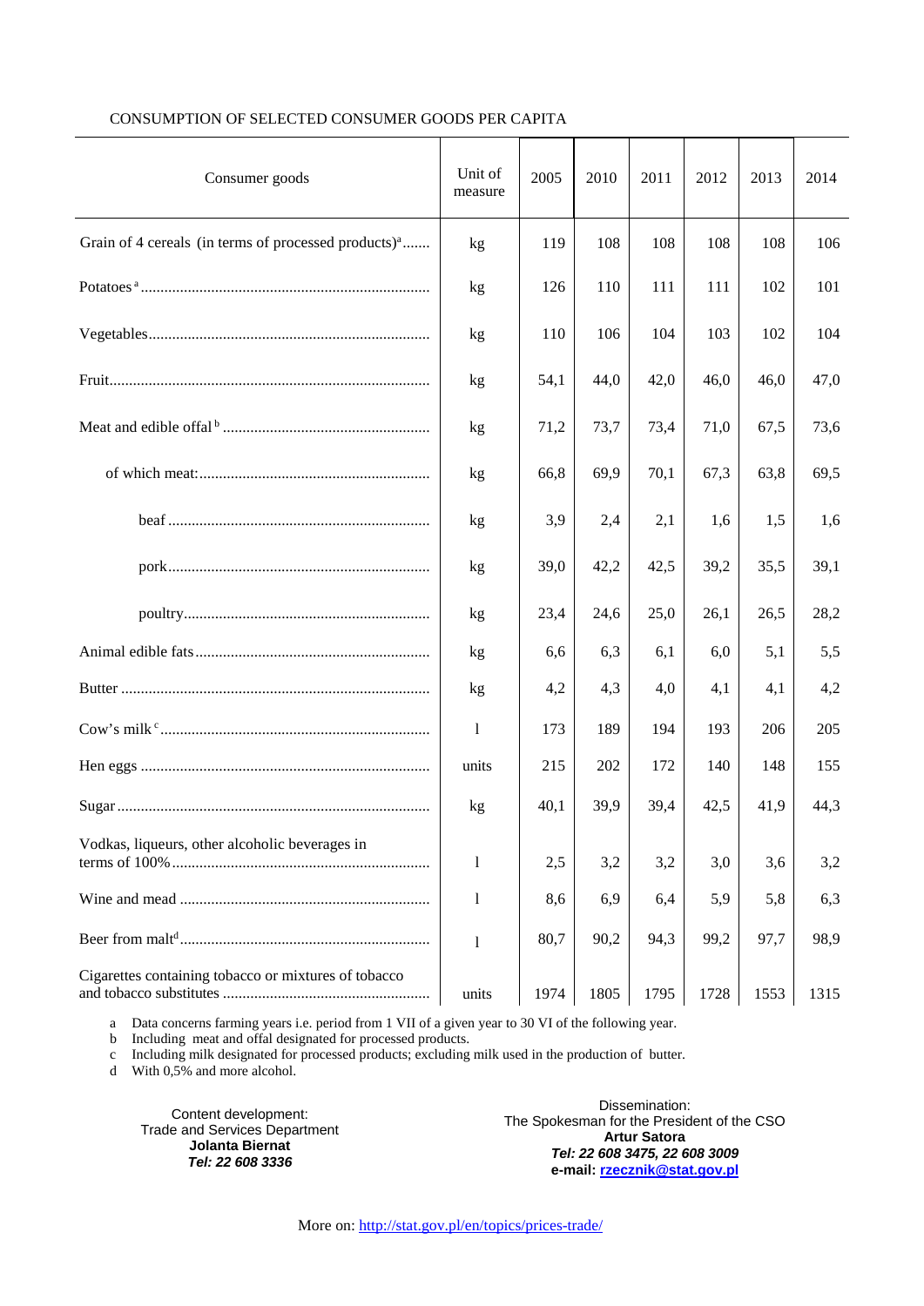CONSUMPTION OF SELECTED CONSUMER GOODS PER CAPITA

| Consumer goods | Unit of measure | 2005 | 2010 | 2011 | 2012 | 2013 | 2014 |
|---|---|---|---|---|---|---|---|
| Grain of 4 cereals (in terms of processed products)[a] | kg | 119 | 108 | 108 | 108 | 108 | 106 |
| Potatoes[a] | kg | 126 | 110 | 111 | 111 | 102 | 101 |
| Vegetables | kg | 110 | 106 | 104 | 103 | 102 | 104 |
| Fruit | kg | 54,1 | 44,0 | 42,0 | 46,0 | 46,0 | 47,0 |
| Meat and edible offal[b] | kg | 71,2 | 73,7 | 73,4 | 71,0 | 67,5 | 73,6 |
| of which meat: | kg | 66,8 | 69,9 | 70,1 | 67,3 | 63,8 | 69,5 |
| beaf | kg | 3,9 | 2,4 | 2,1 | 1,6 | 1,5 | 1,6 |
| pork | kg | 39,0 | 42,2 | 42,5 | 39,2 | 35,5 | 39,1 |
| poultry | kg | 23,4 | 24,6 | 25,0 | 26,1 | 26,5 | 28,2 |
| Animal edible fats | kg | 6,6 | 6,3 | 6,1 | 6,0 | 5,1 | 5,5 |
| Butter | kg | 4,2 | 4,3 | 4,0 | 4,1 | 4,1 | 4,2 |
| Cow's milk[c] | l | 173 | 189 | 194 | 193 | 206 | 205 |
| Hen eggs | units | 215 | 202 | 172 | 140 | 148 | 155 |
| Sugar | kg | 40,1 | 39,9 | 39,4 | 42,5 | 41,9 | 44,3 |
| Vodkas, liqueurs, other alcoholic beverages in terms of 100% | l | 2,5 | 3,2 | 3,2 | 3,0 | 3,6 | 3,2 |
| Wine and mead | l | 8,6 | 6,9 | 6,4 | 5,9 | 5,8 | 6,3 |
| Beer from malt[d] | l | 80,7 | 90,2 | 94,3 | 99,2 | 97,7 | 98,9 |
| Cigarettes containing tobacco or mixtures of tobacco and tobacco substitutes | units | 1974 | 1805 | 1795 | 1728 | 1553 | 1315 |

a Data concerns farming years i.e. period from 1 VII of a given year to 30 VI of the following year.
b Including meat and offal designated for processed products.
c Including milk designated for processed products; excluding milk used in the production of butter.
d With 0,5% and more alcohol.

Content development:
Trade and Services Department
**Jolanta Biernat**
***Tel: 22 608 3336***

Dissemination:
The Spokesman for the President of the CSO
**Artur Satora**
***Tel: 22 608 3475, 22 608 3009***
**e-mail: rzecznik@stat.gov.pl**

More on: http://stat.gov.pl/en/topics/prices-trade/